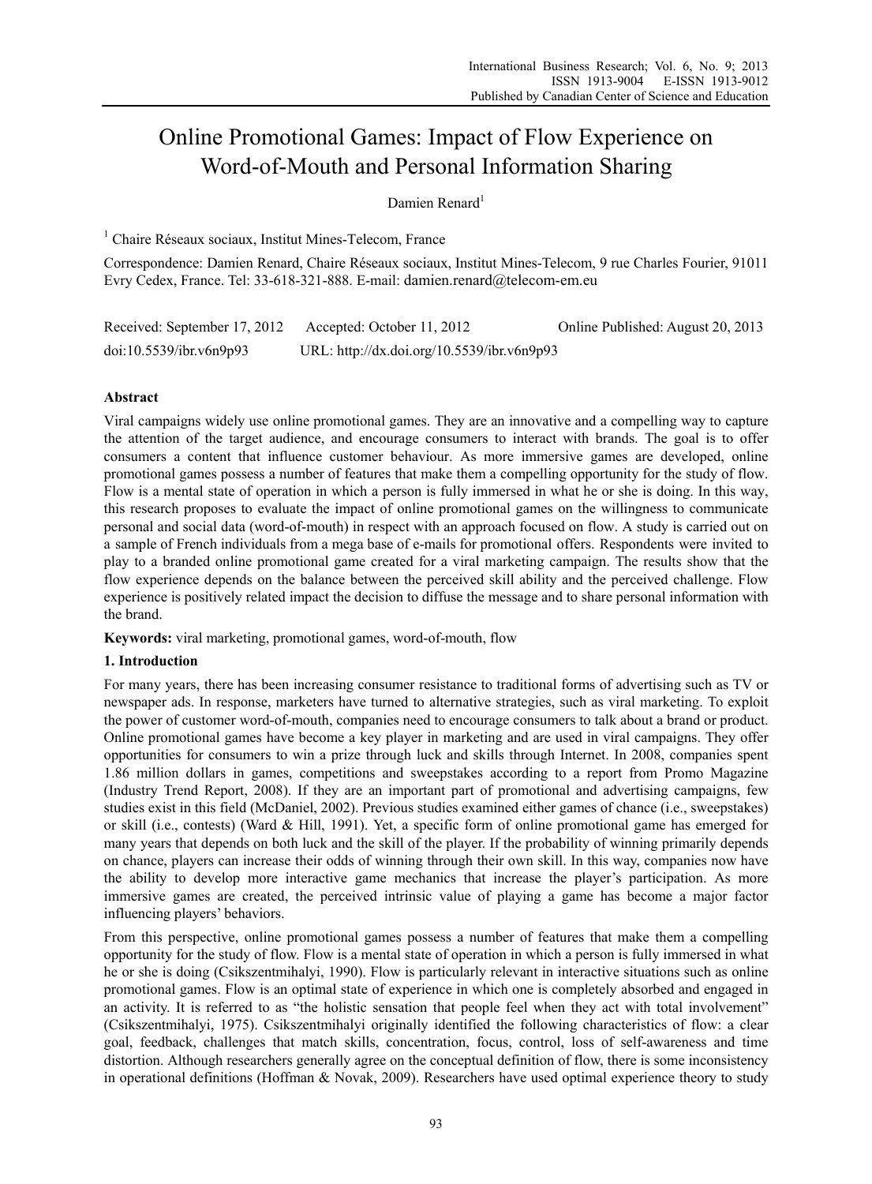# Online Promotional Games: Impact of Flow Experience on Word-of-Mouth and Personal Information Sharing

Damien Renard[1]

[1] Chaire Réseaux sociaux, Institut Mines-Telecom, France

Correspondence: Damien Renard, Chaire Réseaux sociaux, Institut Mines-Telecom, 9 rue Charles Fourier, 91011 Evry Cedex, France. Tel: 33-618-321-888. E-mail: damien.renard@telecom-em.eu

Received: September 17, 2012 Accepted: October 11, 2012 Online Published: August 20, 2013

doi:10.5539/ibr.v6n9p93 URL: http://dx.doi.org/10.5539/ibr.v6n9p93

## Abstract

Viral campaigns widely use online promotional games. They are an innovative and a compelling way to capture the attention of the target audience, and encourage consumers to interact with brands. The goal is to offer consumers a content that influence customer behaviour. As more immersive games are developed, online promotional games possess a number of features that make them a compelling opportunity for the study of flow. Flow is a mental state of operation in which a person is fully immersed in what he or she is doing. In this way, this research proposes to evaluate the impact of online promotional games on the willingness to communicate personal and social data (word-of-mouth) in respect with an approach focused on flow. A study is carried out on a sample of French individuals from a mega base of e-mails for promotional offers. Respondents were invited to play to a branded online promotional game created for a viral marketing campaign. The results show that the flow experience depends on the balance between the perceived skill ability and the perceived challenge. Flow experience is positively related impact the decision to diffuse the message and to share personal information with the brand.

**Keywords:** viral marketing, promotional games, word-of-mouth, flow

## 1. Introduction

For many years, there has been increasing consumer resistance to traditional forms of advertising such as TV or newspaper ads. In response, marketers have turned to alternative strategies, such as viral marketing. To exploit the power of customer word-of-mouth, companies need to encourage consumers to talk about a brand or product. Online promotional games have become a key player in marketing and are used in viral campaigns. They offer opportunities for consumers to win a prize through luck and skills through Internet. In 2008, companies spent 1.86 million dollars in games, competitions and sweepstakes according to a report from Promo Magazine (Industry Trend Report, 2008). If they are an important part of promotional and advertising campaigns, few studies exist in this field (McDaniel, 2002). Previous studies examined either games of chance (i.e., sweepstakes) or skill (i.e., contests) (Ward & Hill, 1991). Yet, a specific form of online promotional game has emerged for many years that depends on both luck and the skill of the player. If the probability of winning primarily depends on chance, players can increase their odds of winning through their own skill. In this way, companies now have the ability to develop more interactive game mechanics that increase the player's participation. As more immersive games are created, the perceived intrinsic value of playing a game has become a major factor influencing players' behaviors.

From this perspective, online promotional games possess a number of features that make them a compelling opportunity for the study of flow. Flow is a mental state of operation in which a person is fully immersed in what he or she is doing (Csikszentmihalyi, 1990). Flow is particularly relevant in interactive situations such as online promotional games. Flow is an optimal state of experience in which one is completely absorbed and engaged in an activity. It is referred to as "the holistic sensation that people feel when they act with total involvement" (Csikszentmihalyi, 1975). Csikszentmihalyi originally identified the following characteristics of flow: a clear goal, feedback, challenges that match skills, concentration, focus, control, loss of self-awareness and time distortion. Although researchers generally agree on the conceptual definition of flow, there is some inconsistency in operational definitions (Hoffman & Novak, 2009). Researchers have used optimal experience theory to study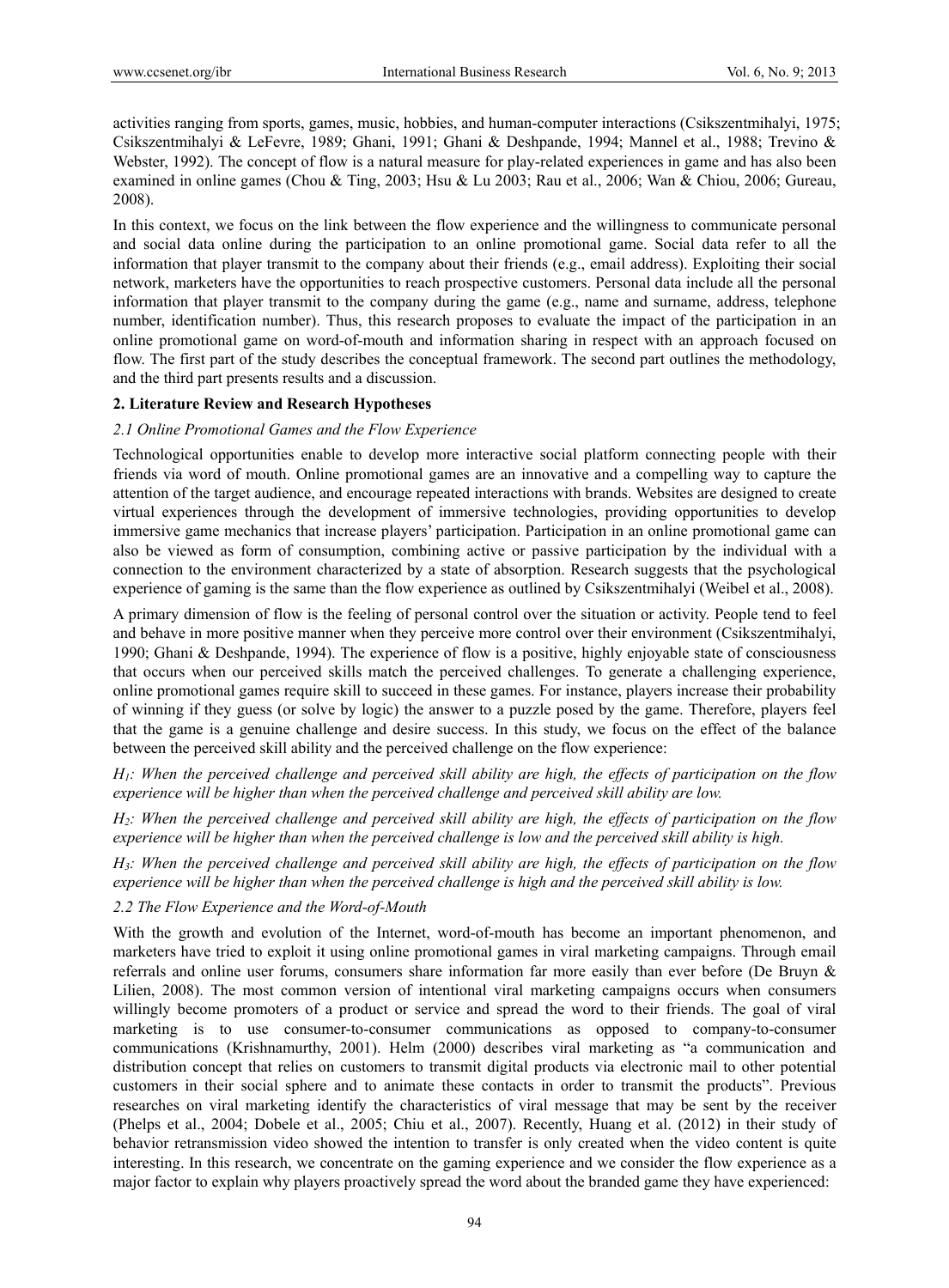activities ranging from sports, games, music, hobbies, and human-computer interactions (Csikszentmihalyi, 1975; Csikszentmihalyi & LeFevre, 1989; Ghani, 1991; Ghani & Deshpande, 1994; Mannel et al., 1988; Trevino & Webster, 1992). The concept of flow is a natural measure for play-related experiences in game and has also been examined in online games (Chou & Ting, 2003; Hsu & Lu 2003; Rau et al., 2006; Wan & Chiou, 2006; Gureau, 2008).

In this context, we focus on the link between the flow experience and the willingness to communicate personal and social data online during the participation to an online promotional game. Social data refer to all the information that player transmit to the company about their friends (e.g., email address). Exploiting their social network, marketers have the opportunities to reach prospective customers. Personal data include all the personal information that player transmit to the company during the game (e.g., name and surname, address, telephone number, identification number). Thus, this research proposes to evaluate the impact of the participation in an online promotional game on word-of-mouth and information sharing in respect with an approach focused on flow. The first part of the study describes the conceptual framework. The second part outlines the methodology, and the third part presents results and a discussion.

## 2. Literature Review and Research Hypotheses

### 2.1 Online Promotional Games and the Flow Experience

Technological opportunities enable to develop more interactive social platform connecting people with their friends via word of mouth. Online promotional games are an innovative and a compelling way to capture the attention of the target audience, and encourage repeated interactions with brands. Websites are designed to create virtual experiences through the development of immersive technologies, providing opportunities to develop immersive game mechanics that increase players' participation. Participation in an online promotional game can also be viewed as form of consumption, combining active or passive participation by the individual with a connection to the environment characterized by a state of absorption. Research suggests that the psychological experience of gaming is the same than the flow experience as outlined by Csikszentmihalyi (Weibel et al., 2008).

A primary dimension of flow is the feeling of personal control over the situation or activity. People tend to feel and behave in more positive manner when they perceive more control over their environment (Csikszentmihalyi, 1990; Ghani & Deshpande, 1994). The experience of flow is a positive, highly enjoyable state of consciousness that occurs when our perceived skills match the perceived challenges. To generate a challenging experience, online promotional games require skill to succeed in these games. For instance, players increase their probability of winning if they guess (or solve by logic) the answer to a puzzle posed by the game. Therefore, players feel that the game is a genuine challenge and desire success. In this study, we focus on the effect of the balance between the perceived skill ability and the perceived challenge on the flow experience:

*$H_1$: When the perceived challenge and perceived skill ability are high, the effects of participation on the flow experience will be higher than when the perceived challenge and perceived skill ability are low.*

*$H_2$: When the perceived challenge and perceived skill ability are high, the effects of participation on the flow experience will be higher than when the perceived challenge is low and the perceived skill ability is high.*

*$H_3$: When the perceived challenge and perceived skill ability are high, the effects of participation on the flow experience will be higher than when the perceived challenge is high and the perceived skill ability is low.*

### 2.2 The Flow Experience and the Word-of-Mouth

With the growth and evolution of the Internet, word-of-mouth has become an important phenomenon, and marketers have tried to exploit it using online promotional games in viral marketing campaigns. Through email referrals and online user forums, consumers share information far more easily than ever before (De Bruyn & Lilien, 2008). The most common version of intentional viral marketing campaigns occurs when consumers willingly become promoters of a product or service and spread the word to their friends. The goal of viral marketing is to use consumer-to-consumer communications as opposed to company-to-consumer communications (Krishnamurthy, 2001). Helm (2000) describes viral marketing as "a communication and distribution concept that relies on customers to transmit digital products via electronic mail to other potential customers in their social sphere and to animate these contacts in order to transmit the products". Previous researches on viral marketing identify the characteristics of viral message that may be sent by the receiver (Phelps et al., 2004; Dobele et al., 2005; Chiu et al., 2007). Recently, Huang et al. (2012) in their study of behavior retransmission video showed the intention to transfer is only created when the video content is quite interesting. In this research, we concentrate on the gaming experience and we consider the flow experience as a major factor to explain why players proactively spread the word about the branded game they have experienced: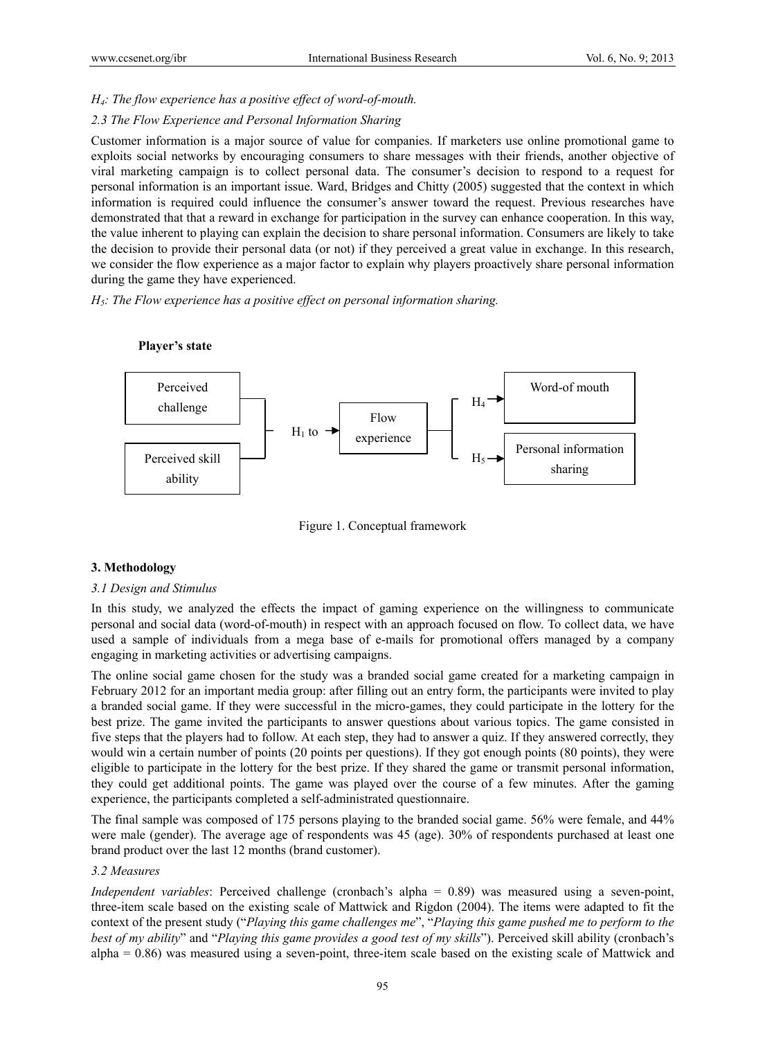*H₄: The flow experience has a positive effect of word-of-mouth.*

### *2.3 The Flow Experience and Personal Information Sharing*

Customer information is a major source of value for companies. If marketers use online promotional game to exploits social networks by encouraging consumers to share messages with their friends, another objective of viral marketing campaign is to collect personal data. The consumer's decision to respond to a request for personal information is an important issue. Ward, Bridges and Chitty (2005) suggested that the context in which information is required could influence the consumer's answer toward the request. Previous researches have demonstrated that that a reward in exchange for participation in the survey can enhance cooperation. In this way, the value inherent to playing can explain the decision to share personal information. Consumers are likely to take the decision to provide their personal data (or not) if they perceived a great value in exchange. In this research, we consider the flow experience as a major factor to explain why players proactively share personal information during the game they have experienced.

*$H_5$: The Flow experience has a positive effect on personal information sharing.*

**Player's state**

Perceived challenge; Perceived skill ability → $H_1$ to → Flow experience → $H_4$ → Word-of mouth; $H_5$ → Personal information sharing

Figure 1. Conceptual framework

## 3. Methodology

### *3.1 Design and Stimulus*

In this study, we analyzed the effects the impact of gaming experience on the willingness to communicate personal and social data (word-of-mouth) in respect with an approach focused on flow. To collect data, we have used a sample of individuals from a mega base of e-mails for promotional offers managed by a company engaging in marketing activities or advertising campaigns.

The online social game chosen for the study was a branded social game created for a marketing campaign in February 2012 for an important media group: after filling out an entry form, the participants were invited to play a branded social game. If they were successful in the micro-games, they could participate in the lottery for the best prize. The game invited the participants to answer questions about various topics. The game consisted in five steps that the players had to follow. At each step, they had to answer a quiz. If they answered correctly, they would win a certain number of points (20 points per questions). If they got enough points (80 points), they were eligible to participate in the lottery for the best prize. If they shared the game or transmit personal information, they could get additional points. The game was played over the course of a few minutes. After the gaming experience, the participants completed a self-administrated questionnaire.

The final sample was composed of 175 persons playing to the branded social game. 56% were female, and 44% were male (gender). The average age of respondents was 45 (age). 30% of respondents purchased at least one brand product over the last 12 months (brand customer).

### *3.2 Measures*

*Independent variables*: Perceived challenge (cronbach's alpha = 0.89) was measured using a seven-point, three-item scale based on the existing scale of Mattwick and Rigdon (2004). The items were adapted to fit the context of the present study ("*Playing this game challenges me*", "*Playing this game pushed me to perform to the best of my ability*" and "*Playing this game provides a good test of my skills*"). Perceived skill ability (cronbach's alpha = 0.86) was measured using a seven-point, three-item scale based on the existing scale of Mattwick and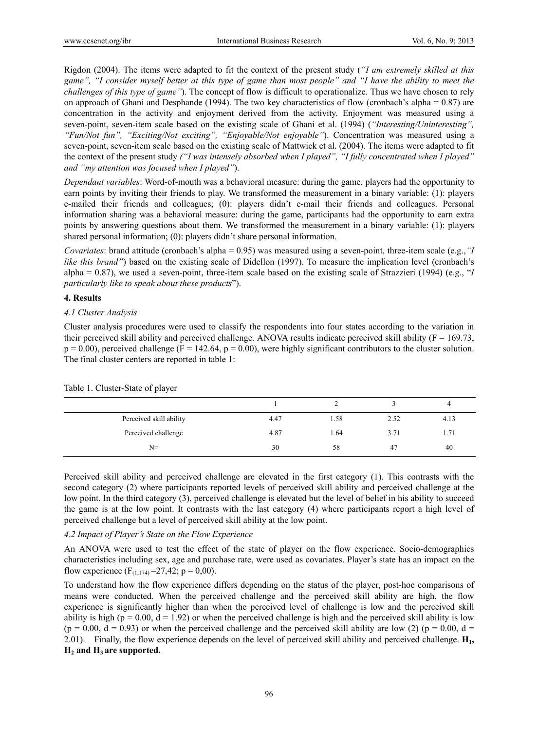Rigdon (2004). The items were adapted to fit the context of the present study (*"I am extremely skilled at this game"*, *"I consider myself better at this type of game than most people"* and *"I have the ability to meet the challenges of this type of game"*). The concept of flow is difficult to operationalize. Thus we have chosen to rely on approach of Ghani and Desphande (1994). The two key characteristics of flow (cronbach's alpha = 0.87) are concentration in the activity and enjoyment derived from the activity. Enjoyment was measured using a seven-point, seven-item scale based on the existing scale of Ghani et al. (1994) (*"Interesting/Uninteresting"*, *"Fun/Not fun"*, *"Exciting/Not exciting"*, *"Enjoyable/Not enjoyable"*). Concentration was measured using a seven-point, seven-item scale based on the existing scale of Mattwick et al. (2004). The items were adapted to fit the context of the present study *("I was intensely absorbed when I played", "I fully concentrated when I played" and "my attention was focused when I played"*).

*Dependant variables*: Word-of-mouth was a behavioral measure: during the game, players had the opportunity to earn points by inviting their friends to play. We transformed the measurement in a binary variable: (1): players e-mailed their friends and colleagues; (0): players didn't e-mail their friends and colleagues. Personal information sharing was a behavioral measure: during the game, participants had the opportunity to earn extra points by answering questions about them. We transformed the measurement in a binary variable: (1): players shared personal information; (0): players didn't share personal information.

*Covariates*: brand attitude (cronbach's alpha = 0.95) was measured using a seven-point, three-item scale (e.g.,*"I like this brand"*) based on the existing scale of Didellon (1997). To measure the implication level (cronbach's alpha = 0.87), we used a seven-point, three-item scale based on the existing scale of Strazzieri (1994) (e.g., "*I particularly like to speak about these products*").

### 4. Results

#### *4.1 Cluster Analysis*

Cluster analysis procedures were used to classify the respondents into four states according to the variation in their perceived skill ability and perceived challenge. ANOVA results indicate perceived skill ability (F = 169.73, p = 0.00), perceived challenge (F = 142.64, p = 0.00), were highly significant contributors to the cluster solution. The final cluster centers are reported in table 1:

Table 1. Cluster-State of player

| | 1 | 2 | 3 | 4 |
|---|---|---|---|---|
| Perceived skill ability | 4.47 | 1.58 | 2.52 | 4.13 |
| Perceived challenge | 4.87 | 1.64 | 3.71 | 1.71 |
| N= | 30 | 58 | 47 | 40 |

Perceived skill ability and perceived challenge are elevated in the first category (1). This contrasts with the second category (2) where participants reported levels of perceived skill ability and perceived challenge at the low point. In the third category (3), perceived challenge is elevated but the level of belief in his ability to succeed the game is at the low point. It contrasts with the last category (4) where participants report a high level of perceived challenge but a level of perceived skill ability at the low point.

#### *4.2 Impact of Player's State on the Flow Experience*

An ANOVA were used to test the effect of the state of player on the flow experience. Socio-demographics characteristics including sex, age and purchase rate, were used as covariates. Player's state has an impact on the flow experience ($F_{(1,174)}$=27,42; p = 0,00).

To understand how the flow experience differs depending on the status of the player, post-hoc comparisons of means were conducted. When the perceived challenge and the perceived skill ability are high, the flow experience is significantly higher than when the perceived level of challenge is low and the perceived skill ability is high (p = 0.00, d = 1.92) or when the perceived challenge is high and the perceived skill ability is low (p = 0.00, d = 0.93) or when the perceived challenge and the perceived skill ability are low (2) (p = 0.00, d = 2.01). Finally, the flow experience depends on the level of perceived skill ability and perceived challenge. **$H_1$, $H_2$ and $H_3$ are supported.**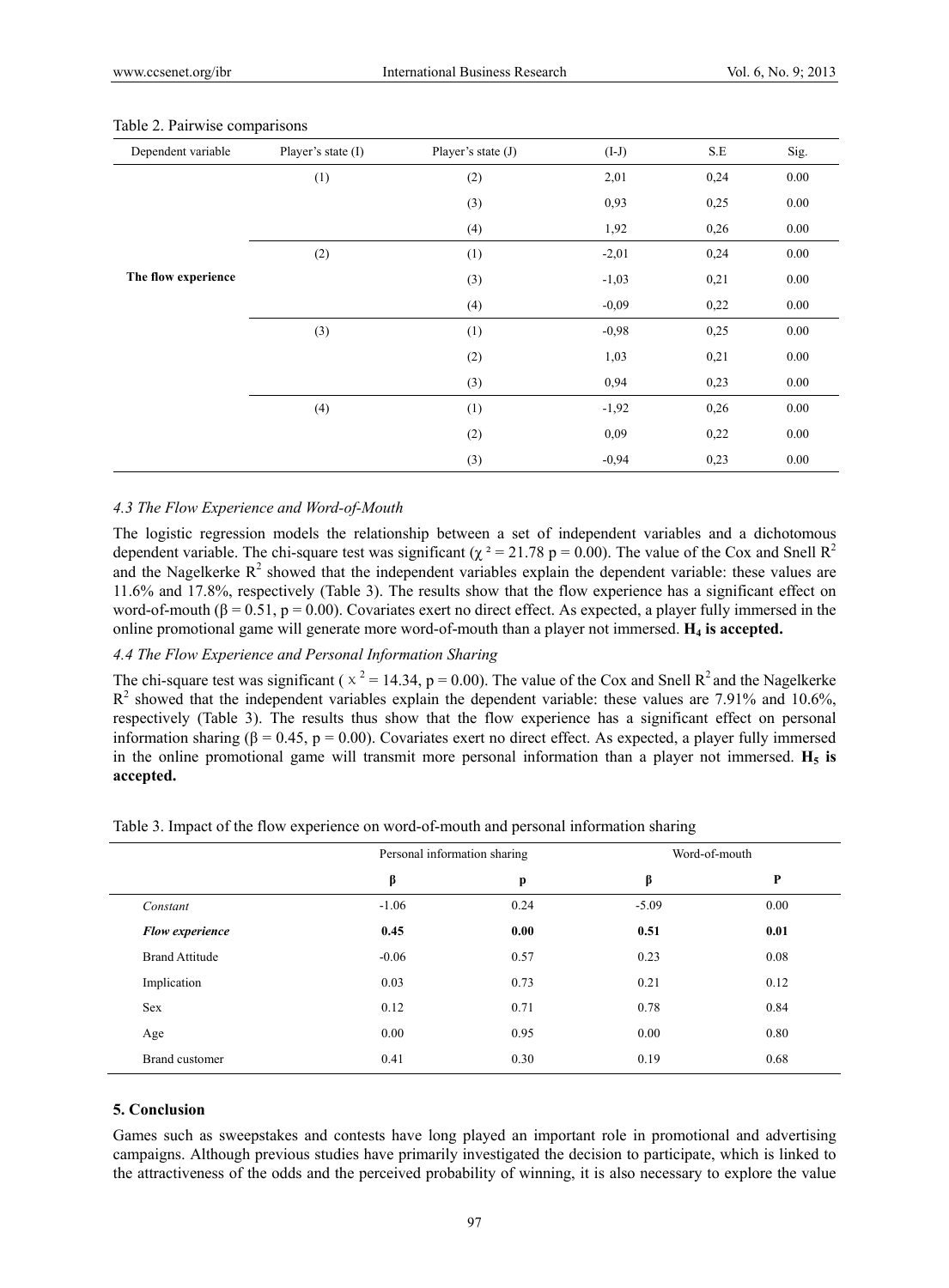Table 2. Pairwise comparisons

| Dependent variable | Player's state (I) | Player's state (J) | (I-J) | S.E | Sig. |
|---|---|---|---|---|---|
| **The flow experience** | (1) | (2) | 2,01 | 0,24 | 0.00 |
| | | (3) | 0,93 | 0,25 | 0.00 |
| | | (4) | 1,92 | 0,26 | 0.00 |
| | (2) | (1) | -2,01 | 0,24 | 0.00 |
| | | (3) | -1,03 | 0,21 | 0.00 |
| | | (4) | -0,09 | 0,22 | 0.00 |
| | (3) | (1) | -0,98 | 0,25 | 0.00 |
| | | (2) | 1,03 | 0,21 | 0.00 |
| | | (3) | 0,94 | 0,23 | 0.00 |
| | (4) | (1) | -1,92 | 0,26 | 0.00 |
| | | (2) | 0,09 | 0,22 | 0.00 |
| | | (3) | -0,94 | 0,23 | 0.00 |

### *4.3 The Flow Experience and Word-of-Mouth*

The logistic regression models the relationship between a set of independent variables and a dichotomous dependent variable. The chi-square test was significant ($\chi^2 = 21.78$ $p = 0.00$). The value of the Cox and Snell $R^2$ and the Nagelkerke $R^2$ showed that the independent variables explain the dependent variable: these values are 11.6% and 17.8%, respectively (Table 3). The results show that the flow experience has a significant effect on word-of-mouth ($\beta = 0.51$, $p = 0.00$). Covariates exert no direct effect. As expected, a player fully immersed in the online promotional game will generate more word-of-mouth than a player not immersed. **$H_4$ is accepted.**

### *4.4 The Flow Experience and Personal Information Sharing*

The chi-square test was significant ($\chi^2 = 14.34$, $p = 0.00$). The value of the Cox and Snell $R^2$ and the Nagelkerke $R^2$ showed that the independent variables explain the dependent variable: these values are 7.91% and 10.6%, respectively (Table 3). The results thus show that the flow experience has a significant effect on personal information sharing ($\beta = 0.45$, $p = 0.00$). Covariates exert no direct effect. As expected, a player fully immersed in the online promotional game will transmit more personal information than a player not immersed. **$H_5$ is accepted.**

Table 3. Impact of the flow experience on word-of-mouth and personal information sharing

| | Personal information sharing | | Word-of-mouth | |
|---|---|---|---|---|
| | β | p | β | P |
| *Constant* | -1.06 | 0.24 | -5.09 | 0.00 |
| ***Flow experience*** | **0.45** | **0.00** | **0.51** | **0.01** |
| Brand Attitude | -0.06 | 0.57 | 0.23 | 0.08 |
| Implication | 0.03 | 0.73 | 0.21 | 0.12 |
| Sex | 0.12 | 0.71 | 0.78 | 0.84 |
| Age | 0.00 | 0.95 | 0.00 | 0.80 |
| Brand customer | 0.41 | 0.30 | 0.19 | 0.68 |

## 5. Conclusion

Games such as sweepstakes and contests have long played an important role in promotional and advertising campaigns. Although previous studies have primarily investigated the decision to participate, which is linked to the attractiveness of the odds and the perceived probability of winning, it is also necessary to explore the value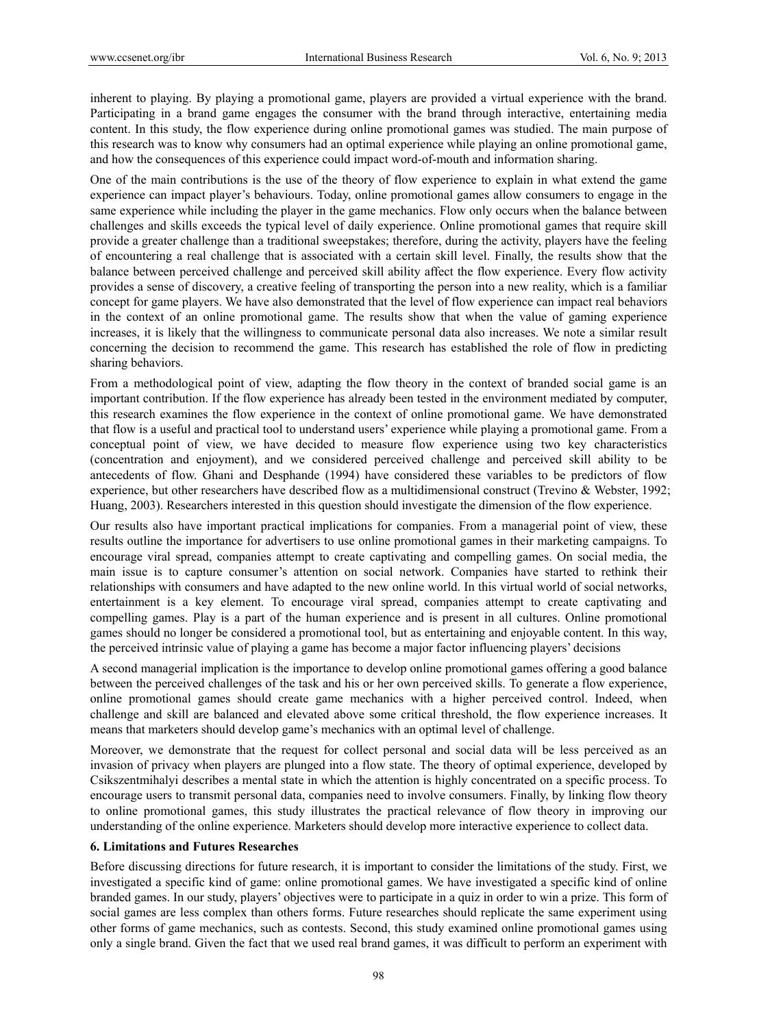inherent to playing. By playing a promotional game, players are provided a virtual experience with the brand. Participating in a brand game engages the consumer with the brand through interactive, entertaining media content. In this study, the flow experience during online promotional games was studied. The main purpose of this research was to know why consumers had an optimal experience while playing an online promotional game, and how the consequences of this experience could impact word-of-mouth and information sharing.

One of the main contributions is the use of the theory of flow experience to explain in what extend the game experience can impact player's behaviours. Today, online promotional games allow consumers to engage in the same experience while including the player in the game mechanics. Flow only occurs when the balance between challenges and skills exceeds the typical level of daily experience. Online promotional games that require skill provide a greater challenge than a traditional sweepstakes; therefore, during the activity, players have the feeling of encountering a real challenge that is associated with a certain skill level. Finally, the results show that the balance between perceived challenge and perceived skill ability affect the flow experience. Every flow activity provides a sense of discovery, a creative feeling of transporting the person into a new reality, which is a familiar concept for game players. We have also demonstrated that the level of flow experience can impact real behaviors in the context of an online promotional game. The results show that when the value of gaming experience increases, it is likely that the willingness to communicate personal data also increases. We note a similar result concerning the decision to recommend the game. This research has established the role of flow in predicting sharing behaviors.

From a methodological point of view, adapting the flow theory in the context of branded social game is an important contribution. If the flow experience has already been tested in the environment mediated by computer, this research examines the flow experience in the context of online promotional game. We have demonstrated that flow is a useful and practical tool to understand users' experience while playing a promotional game. From a conceptual point of view, we have decided to measure flow experience using two key characteristics (concentration and enjoyment), and we considered perceived challenge and perceived skill ability to be antecedents of flow. Ghani and Desphande (1994) have considered these variables to be predictors of flow experience, but other researchers have described flow as a multidimensional construct (Trevino & Webster, 1992; Huang, 2003). Researchers interested in this question should investigate the dimension of the flow experience.

Our results also have important practical implications for companies. From a managerial point of view, these results outline the importance for advertisers to use online promotional games in their marketing campaigns. To encourage viral spread, companies attempt to create captivating and compelling games. On social media, the main issue is to capture consumer's attention on social network. Companies have started to rethink their relationships with consumers and have adapted to the new online world. In this virtual world of social networks, entertainment is a key element. To encourage viral spread, companies attempt to create captivating and compelling games. Play is a part of the human experience and is present in all cultures. Online promotional games should no longer be considered a promotional tool, but as entertaining and enjoyable content. In this way, the perceived intrinsic value of playing a game has become a major factor influencing players' decisions

A second managerial implication is the importance to develop online promotional games offering a good balance between the perceived challenges of the task and his or her own perceived skills. To generate a flow experience, online promotional games should create game mechanics with a higher perceived control. Indeed, when challenge and skill are balanced and elevated above some critical threshold, the flow experience increases. It means that marketers should develop game's mechanics with an optimal level of challenge.

Moreover, we demonstrate that the request for collect personal and social data will be less perceived as an invasion of privacy when players are plunged into a flow state. The theory of optimal experience, developed by Csikszentmihalyi describes a mental state in which the attention is highly concentrated on a specific process. To encourage users to transmit personal data, companies need to involve consumers. Finally, by linking flow theory to online promotional games, this study illustrates the practical relevance of flow theory in improving our understanding of the online experience. Marketers should develop more interactive experience to collect data.

## 6. Limitations and Futures Researches

Before discussing directions for future research, it is important to consider the limitations of the study. First, we investigated a specific kind of game: online promotional games. We have investigated a specific kind of online branded games. In our study, players' objectives were to participate in a quiz in order to win a prize. This form of social games are less complex than others forms. Future researches should replicate the same experiment using other forms of game mechanics, such as contests. Second, this study examined online promotional games using only a single brand. Given the fact that we used real brand games, it was difficult to perform an experiment with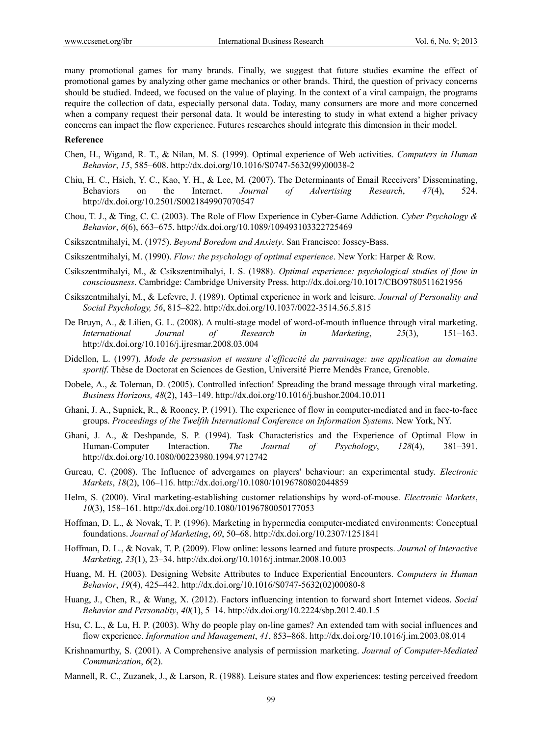many promotional games for many brands. Finally, we suggest that future studies examine the effect of promotional games by analyzing other game mechanics or other brands. Third, the question of privacy concerns should be studied. Indeed, we focused on the value of playing. In the context of a viral campaign, the programs require the collection of data, especially personal data. Today, many consumers are more and more concerned when a company request their personal data. It would be interesting to study in what extend a higher privacy concerns can impact the flow experience. Futures researches should integrate this dimension in their model.

## Reference

Chen, H., Wigand, R. T., & Nilan, M. S. (1999). Optimal experience of Web activities. *Computers in Human Behavior*, *15*, 585–608. http://dx.doi.org/10.1016/S0747-5632(99)00038-2

Chiu, H. C., Hsieh, Y. C., Kao, Y. H., & Lee, M. (2007). The Determinants of Email Receivers' Disseminating, Behaviors on the Internet. *Journal of Advertising Research*, *47*(4), 524. http://dx.doi.org/10.2501/S0021849907070547

Chou, T. J., & Ting, C. C. (2003). The Role of Flow Experience in Cyber-Game Addiction. *Cyber Psychology & Behavior*, *6*(6), 663–675. http://dx.doi.org/10.1089/109493103322725469

Csikszentmihalyi, M. (1975). *Beyond Boredom and Anxiety*. San Francisco: Jossey-Bass.

Csikszentmihalyi, M. (1990). *Flow: the psychology of optimal experience*. New York: Harper & Row.

Csikszentmihalyi, M., & Csikszentmihalyi, I. S. (1988). *Optimal experience: psychological studies of flow in consciousness*. Cambridge: Cambridge University Press. http://dx.doi.org/10.1017/CBO9780511621956

Csikszentmihalyi, M., & Lefevre, J. (1989). Optimal experience in work and leisure. *Journal of Personality and Social Psychology, 56*, 815–822. http://dx.doi.org/10.1037/0022-3514.56.5.815

De Bruyn, A., & Lilien, G. L. (2008). A multi-stage model of word-of-mouth influence through viral marketing. *International Journal of Research in Marketing*, *25*(3), 151–163. http://dx.doi.org/10.1016/j.ijresmar.2008.03.004

Didellon, L. (1997). *Mode de persuasion et mesure d'efficacité du parrainage: une application au domaine sportif*. Thèse de Doctorat en Sciences de Gestion, Université Pierre Mendès France, Grenoble.

Dobele, A., & Toleman, D. (2005). Controlled infection! Spreading the brand message through viral marketing. *Business Horizons, 48*(2), 143–149. http://dx.doi.org/10.1016/j.bushor.2004.10.011

Ghani, J. A., Supnick, R., & Rooney, P. (1991). The experience of flow in computer-mediated and in face-to-face groups. *Proceedings of the Twelfth International Conference on Information Systems*. New York, NY.

Ghani, J. A., & Deshpande, S. P. (1994). Task Characteristics and the Experience of Optimal Flow in Human-Computer Interaction. *The Journal of Psychology*, *128*(4), 381–391. http://dx.doi.org/10.1080/00223980.1994.9712742

Gureau, C. (2008). The Influence of advergames on players' behaviour: an experimental study. *Electronic Markets*, *18*(2), 106–116. http://dx.doi.org/10.1080/10196780802044859

Helm, S. (2000). Viral marketing-establishing customer relationships by word-of-mouse. *Electronic Markets*, *10*(3), 158–161. http://dx.doi.org/10.1080/10196780050177053

Hoffman, D. L., & Novak, T. P. (1996). Marketing in hypermedia computer-mediated environments: Conceptual foundations. *Journal of Marketing*, *60*, 50–68. http://dx.doi.org/10.2307/1251841

Hoffman, D. L., & Novak, T. P. (2009). Flow online: lessons learned and future prospects. *Journal of Interactive Marketing, 23*(1), 23–34. http://dx.doi.org/10.1016/j.intmar.2008.10.003

Huang, M. H. (2003). Designing Website Attributes to Induce Experiential Encounters. *Computers in Human Behavior*, *19*(4), 425–442. http://dx.doi.org/10.1016/S0747-5632(02)00080-8

Huang, J., Chen, R., & Wang, X. (2012). Factors influencing intention to forward short Internet videos. *Social Behavior and Personality*, *40*(1), 5–14. http://dx.doi.org/10.2224/sbp.2012.40.1.5

Hsu, C. L., & Lu, H. P. (2003). Why do people play on-line games? An extended tam with social influences and flow experience. *Information and Management*, *41*, 853–868. http://dx.doi.org/10.1016/j.im.2003.08.014

Krishnamurthy, S. (2001). A Comprehensive analysis of permission marketing. *Journal of Computer-Mediated Communication*, *6*(2).

Mannell, R. C., Zuzanek, J., & Larson, R. (1988). Leisure states and flow experiences: testing perceived freedom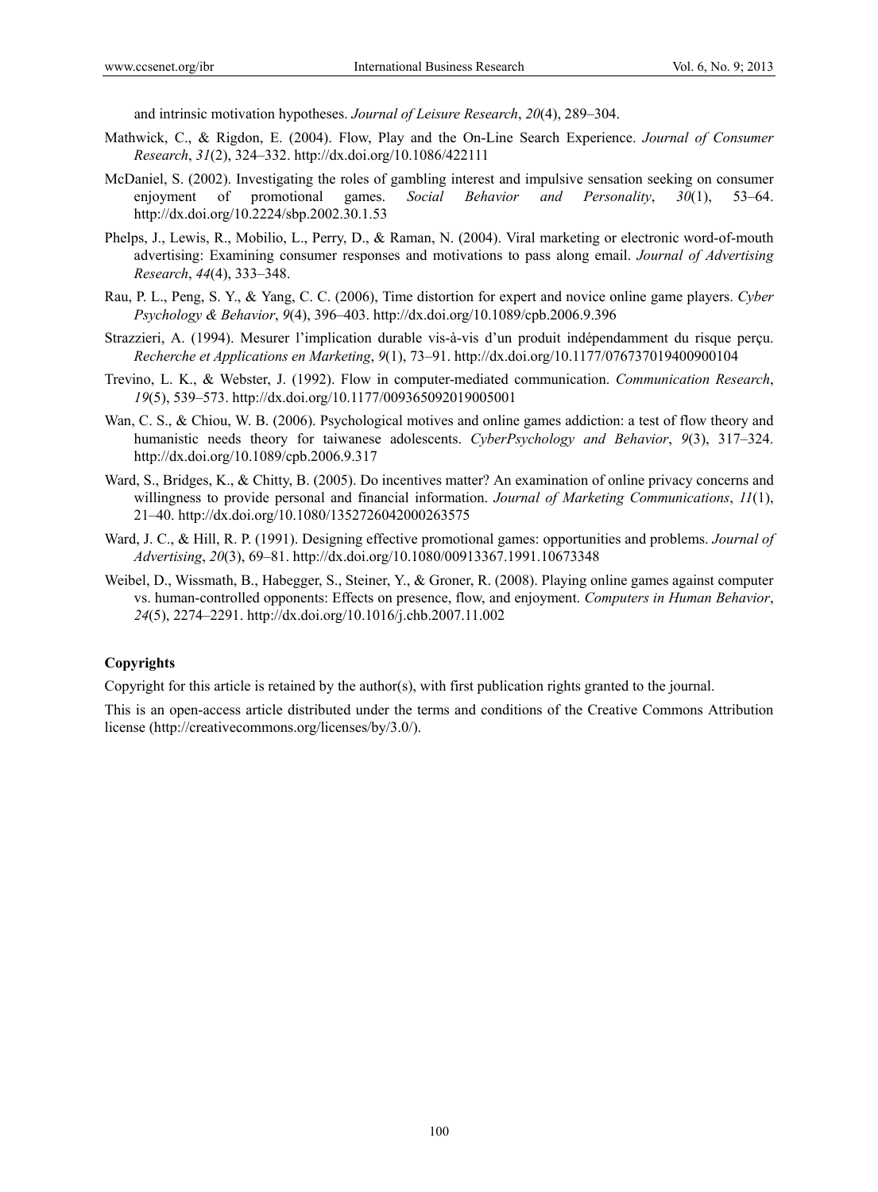and intrinsic motivation hypotheses. *Journal of Leisure Research*, *20*(4), 289–304.

Mathwick, C., & Rigdon, E. (2004). Flow, Play and the On-Line Search Experience. *Journal of Consumer Research*, *31*(2), 324–332. http://dx.doi.org/10.1086/422111

McDaniel, S. (2002). Investigating the roles of gambling interest and impulsive sensation seeking on consumer enjoyment of promotional games. *Social Behavior and Personality*, *30*(1), 53–64. http://dx.doi.org/10.2224/sbp.2002.30.1.53

Phelps, J., Lewis, R., Mobilio, L., Perry, D., & Raman, N. (2004). Viral marketing or electronic word-of-mouth advertising: Examining consumer responses and motivations to pass along email. *Journal of Advertising Research*, *44*(4), 333–348.

Rau, P. L., Peng, S. Y., & Yang, C. C. (2006), Time distortion for expert and novice online game players. *Cyber Psychology & Behavior*, *9*(4), 396–403. http://dx.doi.org/10.1089/cpb.2006.9.396

Strazzieri, A. (1994). Mesurer l'implication durable vis-à-vis d'un produit indépendamment du risque perçu. *Recherche et Applications en Marketing*, *9*(1), 73–91. http://dx.doi.org/10.1177/076737019400900104

Trevino, L. K., & Webster, J. (1992). Flow in computer-mediated communication. *Communication Research*, *19*(5), 539–573. http://dx.doi.org/10.1177/009365092019005001

Wan, C. S., & Chiou, W. B. (2006). Psychological motives and online games addiction: a test of flow theory and humanistic needs theory for taiwanese adolescents. *CyberPsychology and Behavior*, *9*(3), 317–324. http://dx.doi.org/10.1089/cpb.2006.9.317

Ward, S., Bridges, K., & Chitty, B. (2005). Do incentives matter? An examination of online privacy concerns and willingness to provide personal and financial information. *Journal of Marketing Communications*, *11*(1), 21–40. http://dx.doi.org/10.1080/1352726042000263575

Ward, J. C., & Hill, R. P. (1991). Designing effective promotional games: opportunities and problems. *Journal of Advertising*, *20*(3), 69–81. http://dx.doi.org/10.1080/00913367.1991.10673348

Weibel, D., Wissmath, B., Habegger, S., Steiner, Y., & Groner, R. (2008). Playing online games against computer vs. human-controlled opponents: Effects on presence, flow, and enjoyment. *Computers in Human Behavior*, *24*(5), 2274–2291. http://dx.doi.org/10.1016/j.chb.2007.11.002

**Copyrights**

Copyright for this article is retained by the author(s), with first publication rights granted to the journal.

This is an open-access article distributed under the terms and conditions of the Creative Commons Attribution license (http://creativecommons.org/licenses/by/3.0/).